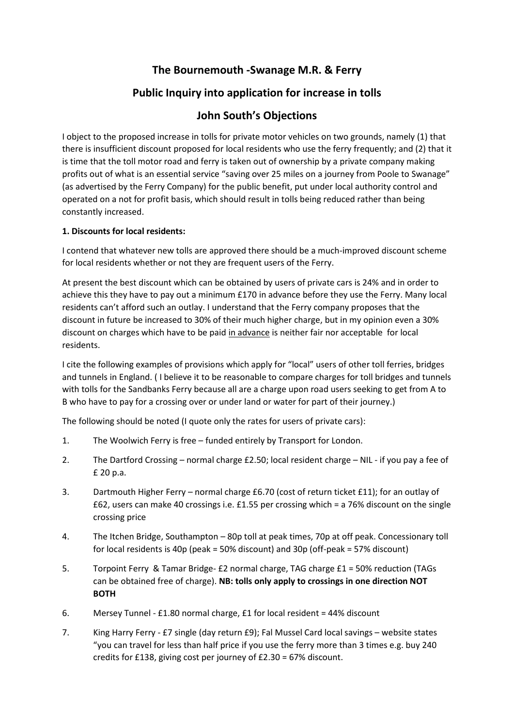# The Bournemouth -Swanage M.R. & Ferry

# Public Inquiry into application for increase in tolls

# John South's Objections

I object to the proposed increase in tolls for private motor vehicles on two grounds, namely (1) that there is insufficient discount proposed for local residents who use the ferry frequently; and (2) that it is time that the toll motor road and ferry is taken out of ownership by a private company making profits out of what is an essential service "saving over 25 miles on a journey from Poole to Swanage" (as advertised by the Ferry Company) for the public benefit, put under local authority control and operated on a not for profit basis, which should result in tolls being reduced rather than being constantly increased.

**1. Discounts for local residents:**

I contend that whatever new tolls are approved there should be a much-improved discount scheme for local residents whether or not they are frequent users of the Ferry.

At present the best discount which can be obtained by users of private cars is 24% and in order to achieve this they have to pay out a minimum £170 in advance before they use the Ferry. Many local residents can't afford such an outlay. I understand that the Ferry company proposes that the discount in future be increased to 30% of their much higher charge, but in my opinion even a 30% discount on charges which have to be paid <u>in advance</u> is neither fair nor acceptable for local residents.

I cite the following examples of provisions which apply for "local" users of other toll ferries, bridges and tunnels in England. ( I believe it to be reasonable to compare charges for toll bridges and tunnels with tolls for the Sandbanks Ferry because all are a charge upon road users seeking to get from A to B who have to pay for a crossing over or under land or water for part of their journey.)

The following should be noted (I quote only the rates for users of private cars):

1. The Woolwich Ferry is free – funded entirely by Transport for London.
2. The Dartford Crossing – normal charge £2.50; local resident charge – NIL - if you pay a fee of £ 20 p.a.
3. Dartmouth Higher Ferry – normal charge £6.70 (cost of return ticket £11); for an outlay of £62, users can make 40 crossings i.e. £1.55 per crossing which = a 76% discount on the single crossing price
4. The Itchen Bridge, Southampton – 80p toll at peak times, 70p at off peak. Concessionary toll for local residents is 40p (peak = 50% discount) and 30p (off-peak = 57% discount)
5. Torpoint Ferry & Tamar Bridge- £2 normal charge, TAG charge £1 = 50% reduction (TAGs can be obtained free of charge). **NB: tolls only apply to crossings in one direction NOT BOTH**
6. Mersey Tunnel - £1.80 normal charge, £1 for local resident = 44% discount
7. King Harry Ferry - £7 single (day return £9); Fal Mussel Card local savings – website states "you can travel for less than half price if you use the ferry more than 3 times e.g. buy 240 credits for £138, giving cost per journey of £2.30 = 67% discount.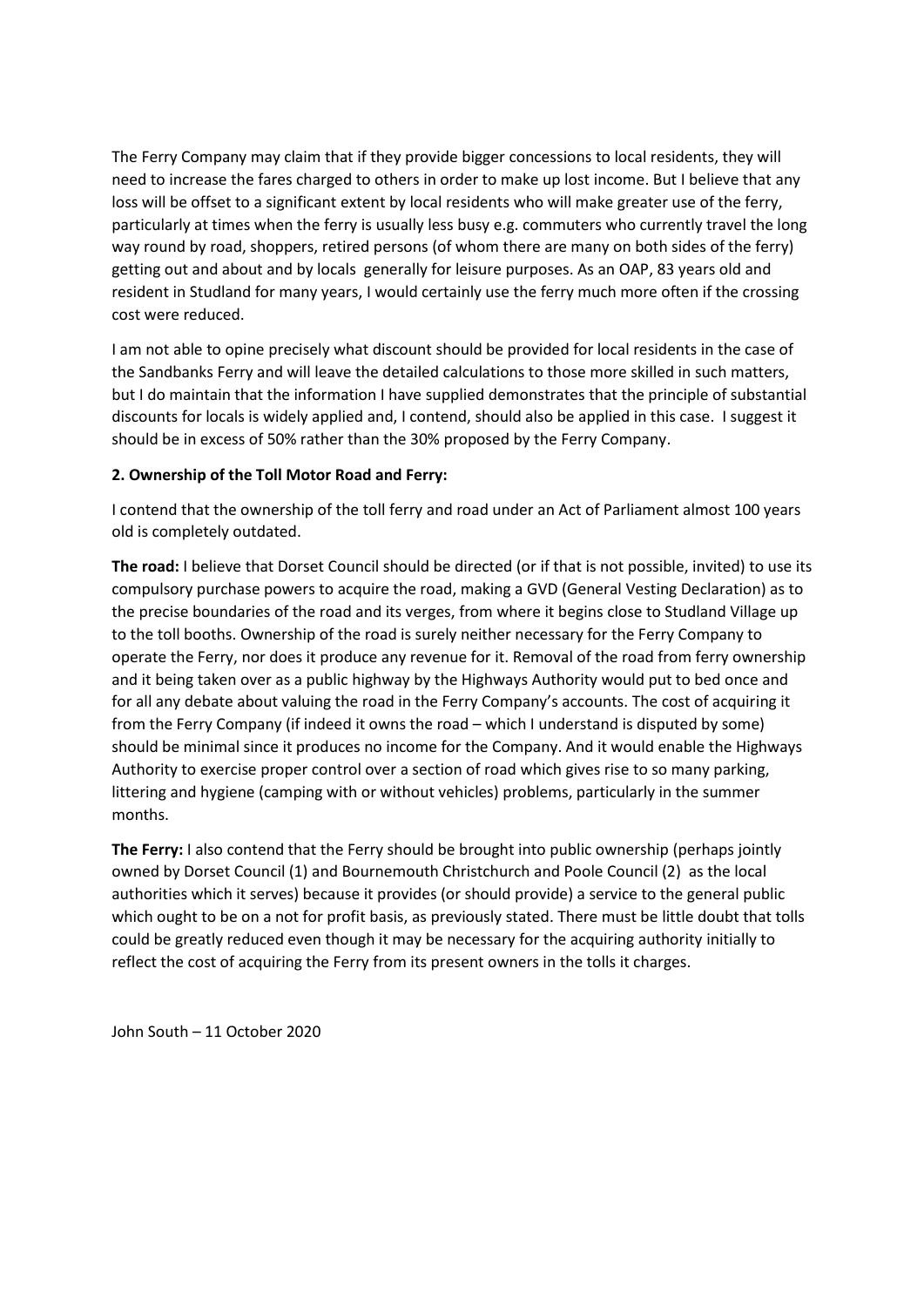The Ferry Company may claim that if they provide bigger concessions to local residents, they will need to increase the fares charged to others in order to make up lost income. But I believe that any loss will be offset to a significant extent by local residents who will make greater use of the ferry, particularly at times when the ferry is usually less busy e.g. commuters who currently travel the long way round by road, shoppers, retired persons (of whom there are many on both sides of the ferry) getting out and about and by locals generally for leisure purposes. As an OAP, 83 years old and resident in Studland for many years, I would certainly use the ferry much more often if the crossing cost were reduced.

I am not able to opine precisely what discount should be provided for local residents in the case of the Sandbanks Ferry and will leave the detailed calculations to those more skilled in such matters, but I do maintain that the information I have supplied demonstrates that the principle of substantial discounts for locals is widely applied and, I contend, should also be applied in this case. I suggest it should be in excess of 50% rather than the 30% proposed by the Ferry Company.

**2. Ownership of the Toll Motor Road and Ferry:**

I contend that the ownership of the toll ferry and road under an Act of Parliament almost 100 years old is completely outdated.

**The road:** I believe that Dorset Council should be directed (or if that is not possible, invited) to use its compulsory purchase powers to acquire the road, making a GVD (General Vesting Declaration) as to the precise boundaries of the road and its verges, from where it begins close to Studland Village up to the toll booths. Ownership of the road is surely neither necessary for the Ferry Company to operate the Ferry, nor does it produce any revenue for it. Removal of the road from ferry ownership and it being taken over as a public highway by the Highways Authority would put to bed once and for all any debate about valuing the road in the Ferry Company's accounts. The cost of acquiring it from the Ferry Company (if indeed it owns the road – which I understand is disputed by some) should be minimal since it produces no income for the Company. And it would enable the Highways Authority to exercise proper control over a section of road which gives rise to so many parking, littering and hygiene (camping with or without vehicles) problems, particularly in the summer months.

**The Ferry:** I also contend that the Ferry should be brought into public ownership (perhaps jointly owned by Dorset Council (1) and Bournemouth Christchurch and Poole Council (2) as the local authorities which it serves) because it provides (or should provide) a service to the general public which ought to be on a not for profit basis, as previously stated. There must be little doubt that tolls could be greatly reduced even though it may be necessary for the acquiring authority initially to reflect the cost of acquiring the Ferry from its present owners in the tolls it charges.

John South – 11 October 2020